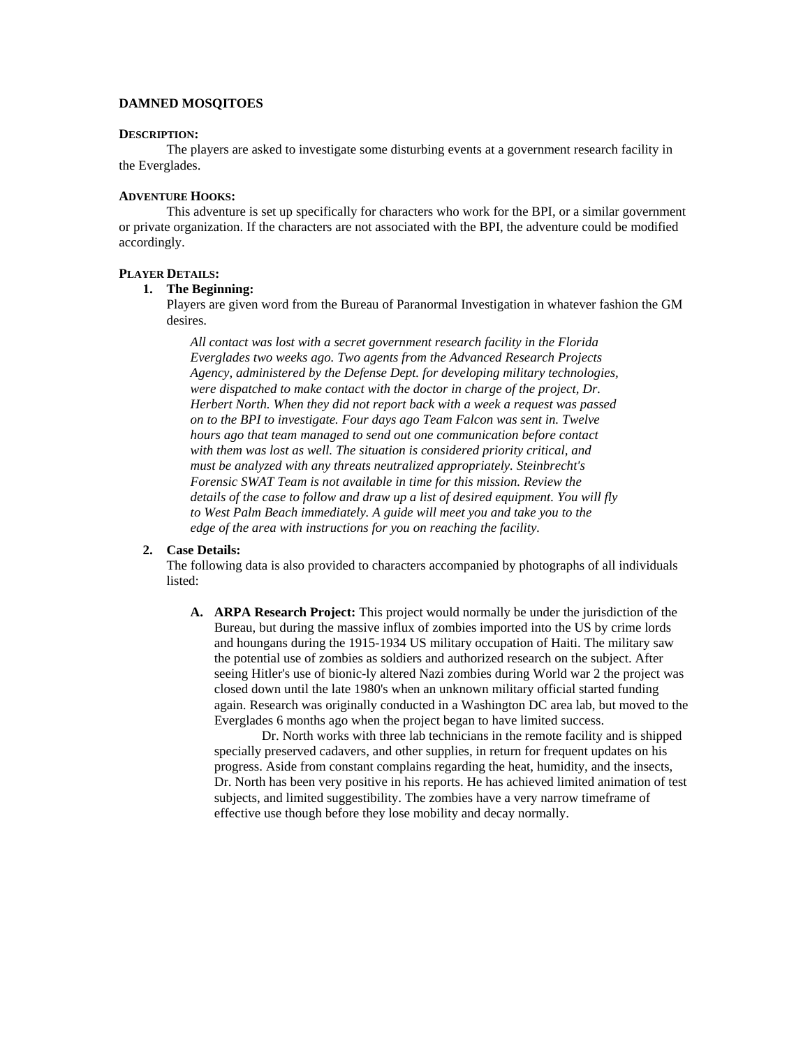**DAMNED MOSQITOES**

**DESCRIPTION:**

The players are asked to investigate some disturbing events at a government research facility in the Everglades.

**ADVENTURE HOOKS:**

This adventure is set up specifically for characters who work for the BPI, or a similar government or private organization. If the characters are not associated with the BPI, the adventure could be modified accordingly.

**PLAYER DETAILS:**

1. **The Beginning:**
   Players are given word from the Bureau of Paranormal Investigation in whatever fashion the GM desires.

   > *All contact was lost with a secret government research facility in the Florida Everglades two weeks ago. Two agents from the Advanced Research Projects Agency, administered by the Defense Dept. for developing military technologies, were dispatched to make contact with the doctor in charge of the project, Dr. Herbert North. When they did not report back with a week a request was passed on to the BPI to investigate. Four days ago Team Falcon was sent in. Twelve hours ago that team managed to send out one communication before contact with them was lost as well. The situation is considered priority critical, and must be analyzed with any threats neutralized appropriately. Steinbrecht's Forensic SWAT Team is not available in time for this mission. Review the details of the case to follow and draw up a list of desired equipment. You will fly to West Palm Beach immediately. A guide will meet you and take you to the edge of the area with instructions for you on reaching the facility.*

2. **Case Details:**
   The following data is also provided to characters accompanied by photographs of all individuals listed:

   A. **ARPA Research Project:** This project would normally be under the jurisdiction of the Bureau, but during the massive influx of zombies imported into the US by crime lords and houngans during the 1915-1934 US military occupation of Haiti. The military saw the potential use of zombies as soldiers and authorized research on the subject. After seeing Hitler's use of bionic-ly altered Nazi zombies during World war 2 the project was closed down until the late 1980's when an unknown military official started funding again. Research was originally conducted in a Washington DC area lab, but moved to the Everglades 6 months ago when the project began to have limited success.

      Dr. North works with three lab technicians in the remote facility and is shipped specially preserved cadavers, and other supplies, in return for frequent updates on his progress. Aside from constant complains regarding the heat, humidity, and the insects, Dr. North has been very positive in his reports. He has achieved limited animation of test subjects, and limited suggestibility. The zombies have a very narrow timeframe of effective use though before they lose mobility and decay normally.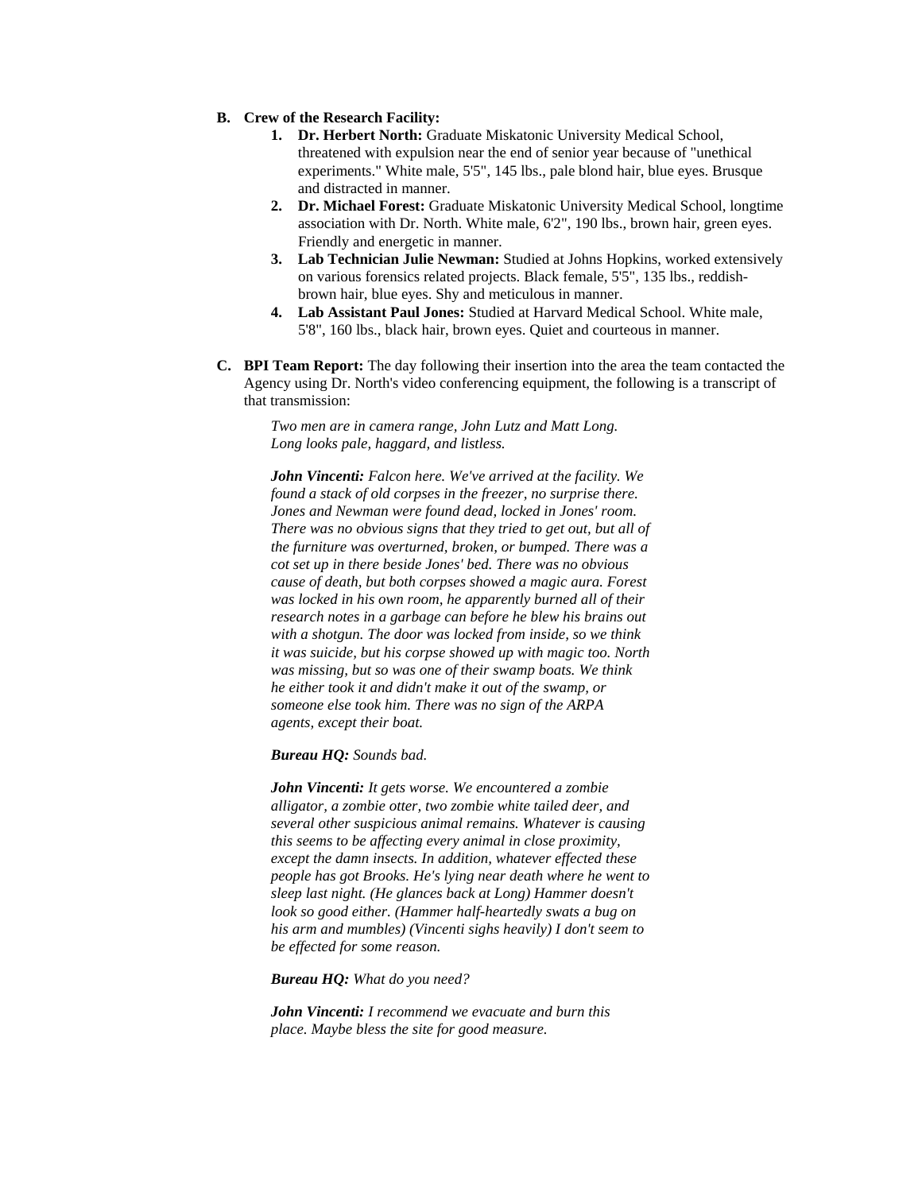B. **Crew of the Research Facility:**
   1. **Dr. Herbert North:** Graduate Miskatonic University Medical School, threatened with expulsion near the end of senior year because of "unethical experiments." White male, 5'5", 145 lbs., pale blond hair, blue eyes. Brusque and distracted in manner.
   2. **Dr. Michael Forest:** Graduate Miskatonic University Medical School, longtime association with Dr. North. White male, 6'2", 190 lbs., brown hair, green eyes. Friendly and energetic in manner.
   3. **Lab Technician Julie Newman:** Studied at Johns Hopkins, worked extensively on various forensics related projects. Black female, 5'5", 135 lbs., reddish-brown hair, blue eyes. Shy and meticulous in manner.
   4. **Lab Assistant Paul Jones:** Studied at Harvard Medical School. White male, 5'8", 160 lbs., black hair, brown eyes. Quiet and courteous in manner.

C. **BPI Team Report:** The day following their insertion into the area the team contacted the Agency using Dr. North's video conferencing equipment, the following is a transcript of that transmission:

   *Two men are in camera range, John Lutz and Matt Long. Long looks pale, haggard, and listless.*

   ***John Vincenti:*** *Falcon here. We've arrived at the facility. We found a stack of old corpses in the freezer, no surprise there. Jones and Newman were found dead, locked in Jones' room. There was no obvious signs that they tried to get out, but all of the furniture was overturned, broken, or bumped. There was a cot set up in there beside Jones' bed. There was no obvious cause of death, but both corpses showed a magic aura. Forest was locked in his own room, he apparently burned all of their research notes in a garbage can before he blew his brains out with a shotgun. The door was locked from inside, so we think it was suicide, but his corpse showed up with magic too. North was missing, but so was one of their swamp boats. We think he either took it and didn't make it out of the swamp, or someone else took him. There was no sign of the ARPA agents, except their boat.*

   ***Bureau HQ:*** *Sounds bad.*

   ***John Vincenti:*** *It gets worse. We encountered a zombie alligator, a zombie otter, two zombie white tailed deer, and several other suspicious animal remains. Whatever is causing this seems to be affecting every animal in close proximity, except the damn insects. In addition, whatever effected these people has got Brooks. He's lying near death where he went to sleep last night. (He glances back at Long) Hammer doesn't look so good either. (Hammer half-heartedly swats a bug on his arm and mumbles) (Vincenti sighs heavily) I don't seem to be effected for some reason.*

   ***Bureau HQ:*** *What do you need?*

   ***John Vincenti:*** *I recommend we evacuate and burn this place. Maybe bless the site for good measure.*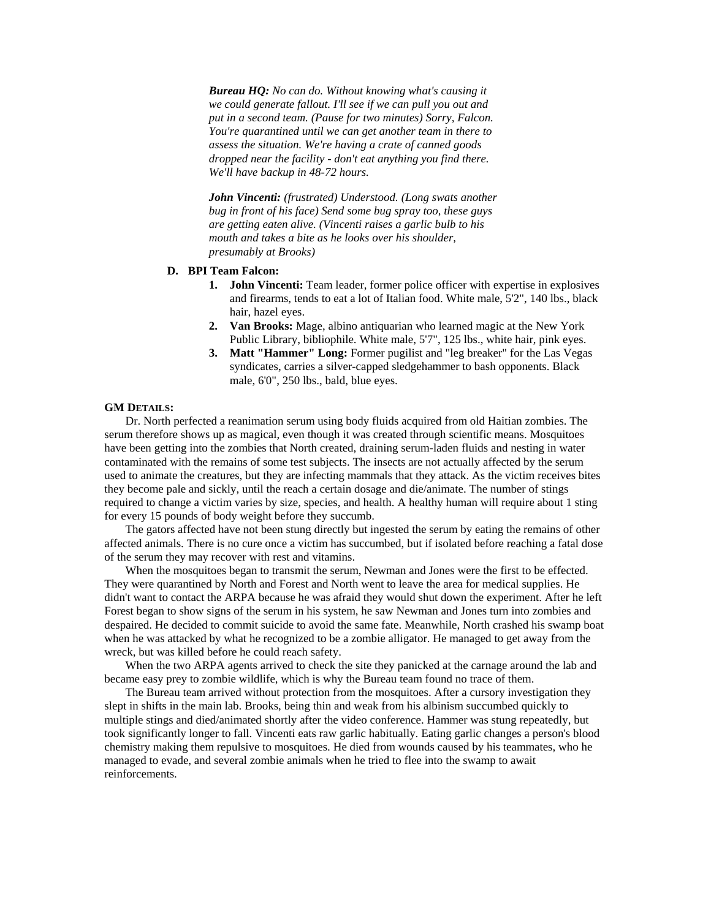***Bureau HQ:*** *No can do. Without knowing what's causing it we could generate fallout. I'll see if we can pull you out and put in a second team. (Pause for two minutes) Sorry, Falcon. You're quarantined until we can get another team in there to assess the situation. We're having a crate of canned goods dropped near the facility - don't eat anything you find there. We'll have backup in 48-72 hours.*

***John Vincenti:*** *(frustrated) Understood. (Long swats another bug in front of his face) Send some bug spray too, these guys are getting eaten alive. (Vincenti raises a garlic bulb to his mouth and takes a bite as he looks over his shoulder, presumably at Brooks)*

**D. BPI Team Falcon:**

1. **John Vincenti:** Team leader, former police officer with expertise in explosives and firearms, tends to eat a lot of Italian food. White male, 5'2", 140 lbs., black hair, hazel eyes.
2. **Van Brooks:** Mage, albino antiquarian who learned magic at the New York Public Library, bibliophile. White male, 5'7", 125 lbs., white hair, pink eyes.
3. **Matt "Hammer" Long:** Former pugilist and "leg breaker" for the Las Vegas syndicates, carries a silver-capped sledgehammer to bash opponents. Black male, 6'0", 250 lbs., bald, blue eyes.

**GM Details:**

Dr. North perfected a reanimation serum using body fluids acquired from old Haitian zombies. The serum therefore shows up as magical, even though it was created through scientific means. Mosquitoes have been getting into the zombies that North created, draining serum-laden fluids and nesting in water contaminated with the remains of some test subjects. The insects are not actually affected by the serum used to animate the creatures, but they are infecting mammals that they attack. As the victim receives bites they become pale and sickly, until the reach a certain dosage and die/animate. The number of stings required to change a victim varies by size, species, and health. A healthy human will require about 1 sting for every 15 pounds of body weight before they succumb.

The gators affected have not been stung directly but ingested the serum by eating the remains of other affected animals. There is no cure once a victim has succumbed, but if isolated before reaching a fatal dose of the serum they may recover with rest and vitamins.

When the mosquitoes began to transmit the serum, Newman and Jones were the first to be effected. They were quarantined by North and Forest and North went to leave the area for medical supplies. He didn't want to contact the ARPA because he was afraid they would shut down the experiment. After he left Forest began to show signs of the serum in his system, he saw Newman and Jones turn into zombies and despaired. He decided to commit suicide to avoid the same fate. Meanwhile, North crashed his swamp boat when he was attacked by what he recognized to be a zombie alligator. He managed to get away from the wreck, but was killed before he could reach safety.

When the two ARPA agents arrived to check the site they panicked at the carnage around the lab and became easy prey to zombie wildlife, which is why the Bureau team found no trace of them.

The Bureau team arrived without protection from the mosquitoes. After a cursory investigation they slept in shifts in the main lab. Brooks, being thin and weak from his albinism succumbed quickly to multiple stings and died/animated shortly after the video conference. Hammer was stung repeatedly, but took significantly longer to fall. Vincenti eats raw garlic habitually. Eating garlic changes a person's blood chemistry making them repulsive to mosquitoes. He died from wounds caused by his teammates, who he managed to evade, and several zombie animals when he tried to flee into the swamp to await reinforcements.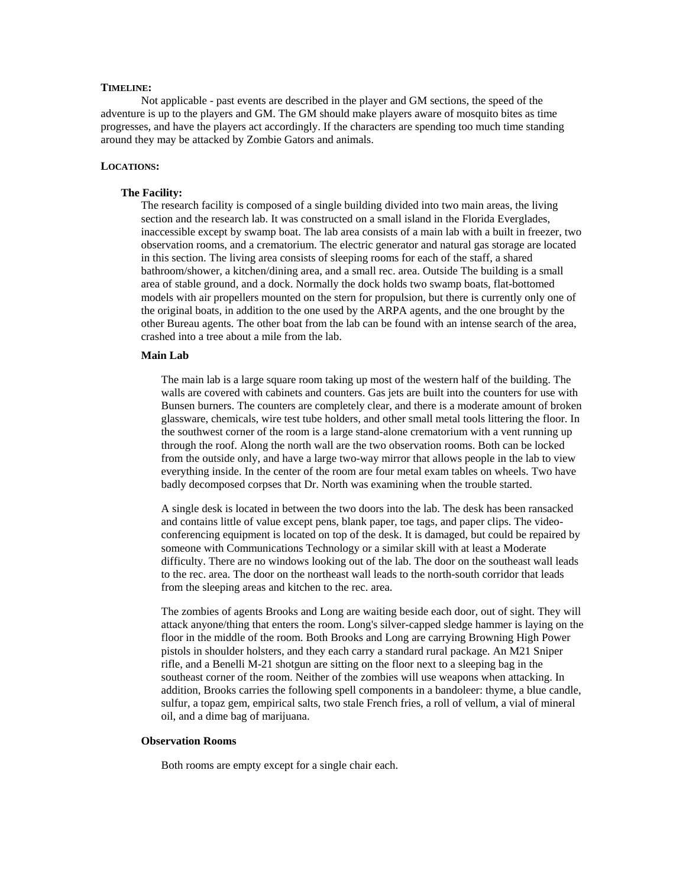**TIMELINE:**

Not applicable - past events are described in the player and GM sections, the speed of the adventure is up to the players and GM. The GM should make players aware of mosquito bites as time progresses, and have the players act accordingly. If the characters are spending too much time standing around they may be attacked by Zombie Gators and animals.

**LOCATIONS:**

**The Facility:**

The research facility is composed of a single building divided into two main areas, the living section and the research lab. It was constructed on a small island in the Florida Everglades, inaccessible except by swamp boat. The lab area consists of a main lab with a built in freezer, two observation rooms, and a crematorium. The electric generator and natural gas storage are located in this section. The living area consists of sleeping rooms for each of the staff, a shared bathroom/shower, a kitchen/dining area, and a small rec. area. Outside The building is a small area of stable ground, and a dock. Normally the dock holds two swamp boats, flat-bottomed models with air propellers mounted on the stern for propulsion, but there is currently only one of the original boats, in addition to the one used by the ARPA agents, and the one brought by the other Bureau agents. The other boat from the lab can be found with an intense search of the area, crashed into a tree about a mile from the lab.

**Main Lab**

The main lab is a large square room taking up most of the western half of the building. The walls are covered with cabinets and counters. Gas jets are built into the counters for use with Bunsen burners. The counters are completely clear, and there is a moderate amount of broken glassware, chemicals, wire test tube holders, and other small metal tools littering the floor. In the southwest corner of the room is a large stand-alone crematorium with a vent running up through the roof. Along the north wall are the two observation rooms. Both can be locked from the outside only, and have a large two-way mirror that allows people in the lab to view everything inside. In the center of the room are four metal exam tables on wheels. Two have badly decomposed corpses that Dr. North was examining when the trouble started.

A single desk is located in between the two doors into the lab. The desk has been ransacked and contains little of value except pens, blank paper, toe tags, and paper clips. The video-conferencing equipment is located on top of the desk. It is damaged, but could be repaired by someone with Communications Technology or a similar skill with at least a Moderate difficulty. There are no windows looking out of the lab. The door on the southeast wall leads to the rec. area. The door on the northeast wall leads to the north-south corridor that leads from the sleeping areas and kitchen to the rec. area.

The zombies of agents Brooks and Long are waiting beside each door, out of sight. They will attack anyone/thing that enters the room. Long's silver-capped sledge hammer is laying on the floor in the middle of the room. Both Brooks and Long are carrying Browning High Power pistols in shoulder holsters, and they each carry a standard rural package. An M21 Sniper rifle, and a Benelli M-21 shotgun are sitting on the floor next to a sleeping bag in the southeast corner of the room. Neither of the zombies will use weapons when attacking. In addition, Brooks carries the following spell components in a bandoleer: thyme, a blue candle, sulfur, a topaz gem, empirical salts, two stale French fries, a roll of vellum, a vial of mineral oil, and a dime bag of marijuana.

**Observation Rooms**

Both rooms are empty except for a single chair each.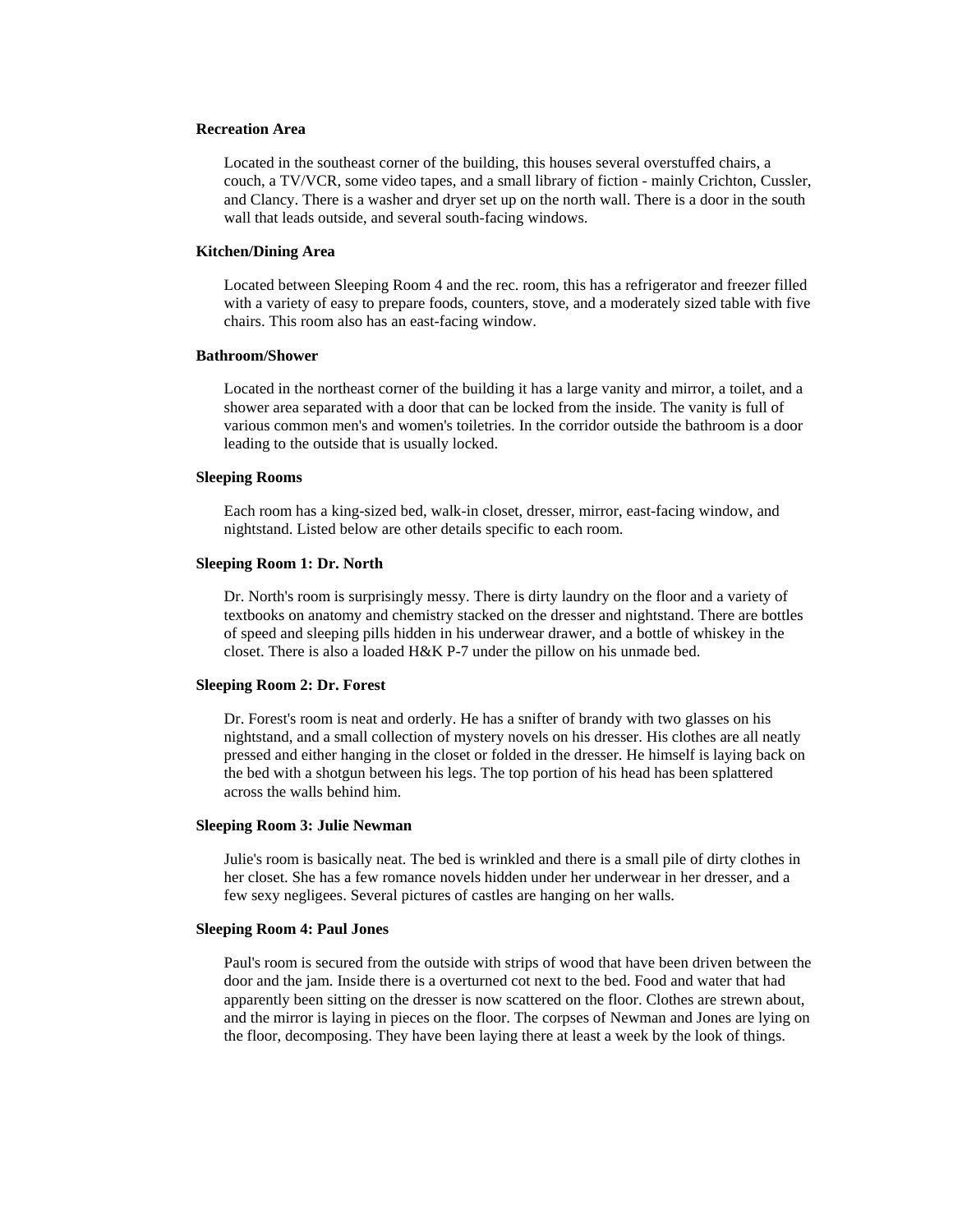**Recreation Area**

Located in the southeast corner of the building, this houses several overstuffed chairs, a couch, a TV/VCR, some video tapes, and a small library of fiction - mainly Crichton, Cussler, and Clancy. There is a washer and dryer set up on the north wall. There is a door in the south wall that leads outside, and several south-facing windows.

**Kitchen/Dining Area**

Located between Sleeping Room 4 and the rec. room, this has a refrigerator and freezer filled with a variety of easy to prepare foods, counters, stove, and a moderately sized table with five chairs. This room also has an east-facing window.

**Bathroom/Shower**

Located in the northeast corner of the building it has a large vanity and mirror, a toilet, and a shower area separated with a door that can be locked from the inside. The vanity is full of various common men's and women's toiletries. In the corridor outside the bathroom is a door leading to the outside that is usually locked.

**Sleeping Rooms**

Each room has a king-sized bed, walk-in closet, dresser, mirror, east-facing window, and nightstand. Listed below are other details specific to each room.

**Sleeping Room 1: Dr. North**

Dr. North's room is surprisingly messy. There is dirty laundry on the floor and a variety of textbooks on anatomy and chemistry stacked on the dresser and nightstand. There are bottles of speed and sleeping pills hidden in his underwear drawer, and a bottle of whiskey in the closet. There is also a loaded H&K P-7 under the pillow on his unmade bed.

**Sleeping Room 2: Dr. Forest**

Dr. Forest's room is neat and orderly. He has a snifter of brandy with two glasses on his nightstand, and a small collection of mystery novels on his dresser. His clothes are all neatly pressed and either hanging in the closet or folded in the dresser. He himself is laying back on the bed with a shotgun between his legs. The top portion of his head has been splattered across the walls behind him.

**Sleeping Room 3: Julie Newman**

Julie's room is basically neat. The bed is wrinkled and there is a small pile of dirty clothes in her closet. She has a few romance novels hidden under her underwear in her dresser, and a few sexy negligees. Several pictures of castles are hanging on her walls.

**Sleeping Room 4: Paul Jones**

Paul's room is secured from the outside with strips of wood that have been driven between the door and the jam. Inside there is a overturned cot next to the bed. Food and water that had apparently been sitting on the dresser is now scattered on the floor. Clothes are strewn about, and the mirror is laying in pieces on the floor. The corpses of Newman and Jones are lying on the floor, decomposing. They have been laying there at least a week by the look of things.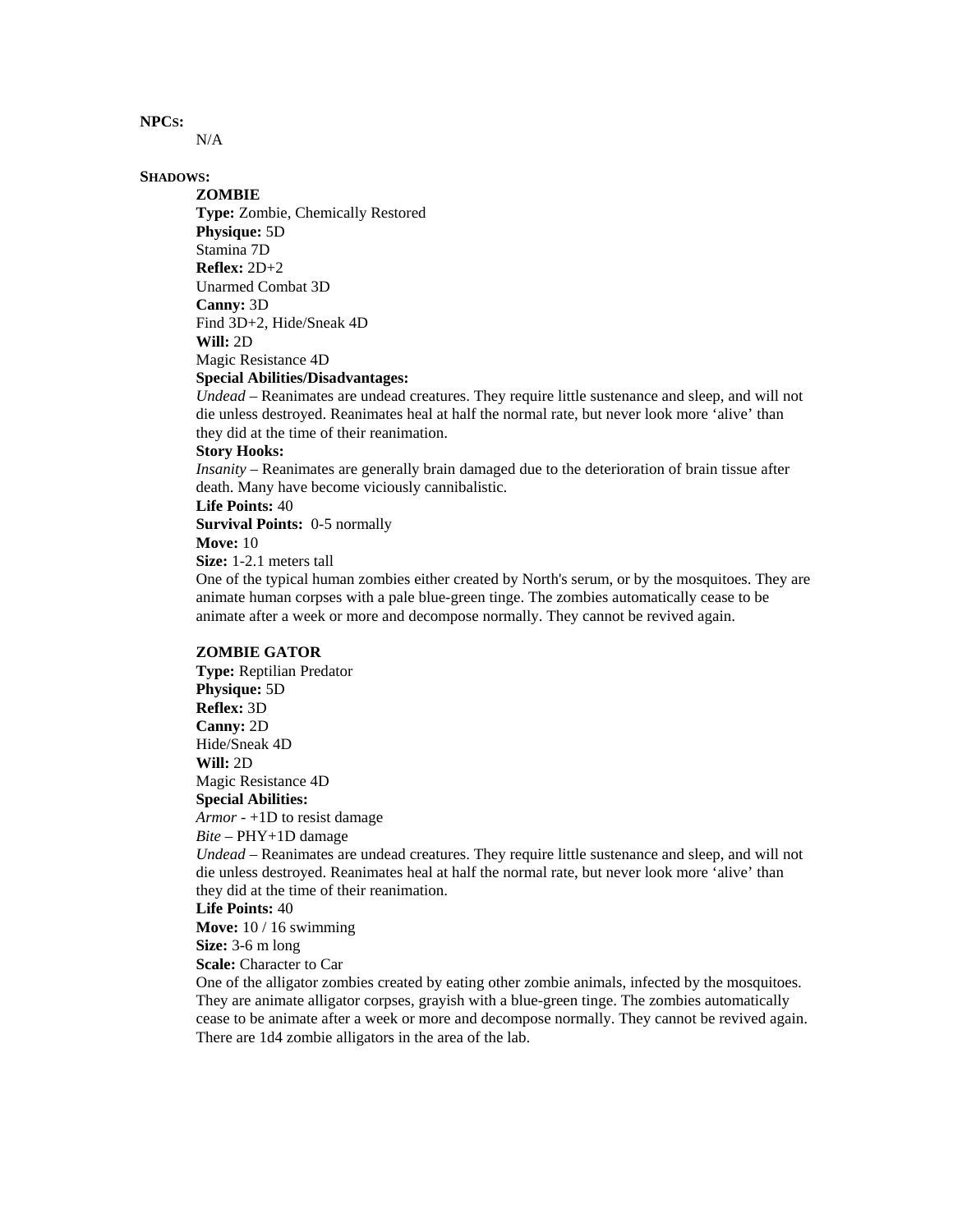**NPCs:**

N/A

**Shadows:**

**ZOMBIE**

**Type:** Zombie, Chemically Restored
**Physique:** 5D
Stamina 7D
**Reflex:** 2D+2
Unarmed Combat 3D
**Canny:** 3D
Find 3D+2, Hide/Sneak 4D
**Will:** 2D
Magic Resistance 4D
**Special Abilities/Disadvantages:**
*Undead* – Reanimates are undead creatures. They require little sustenance and sleep, and will not die unless destroyed. Reanimates heal at half the normal rate, but never look more 'alive' than they did at the time of their reanimation.
**Story Hooks:**
*Insanity* – Reanimates are generally brain damaged due to the deterioration of brain tissue after death. Many have become viciously cannibalistic.
**Life Points:** 40
**Survival Points:** 0-5 normally
**Move:** 10
**Size:** 1-2.1 meters tall
One of the typical human zombies either created by North's serum, or by the mosquitoes. They are animate human corpses with a pale blue-green tinge. The zombies automatically cease to be animate after a week or more and decompose normally. They cannot be revived again.

**ZOMBIE GATOR**

**Type:** Reptilian Predator
**Physique:** 5D
**Reflex:** 3D
**Canny:** 2D
Hide/Sneak 4D
**Will:** 2D
Magic Resistance 4D
**Special Abilities:**
*Armor* - +1D to resist damage
*Bite* – PHY+1D damage
*Undead* – Reanimates are undead creatures. They require little sustenance and sleep, and will not die unless destroyed. Reanimates heal at half the normal rate, but never look more 'alive' than they did at the time of their reanimation.
**Life Points:** 40
**Move:** 10 / 16 swimming
**Size:** 3-6 m long
**Scale:** Character to Car
One of the alligator zombies created by eating other zombie animals, infected by the mosquitoes. They are animate alligator corpses, grayish with a blue-green tinge. The zombies automatically cease to be animate after a week or more and decompose normally. They cannot be revived again. There are 1d4 zombie alligators in the area of the lab.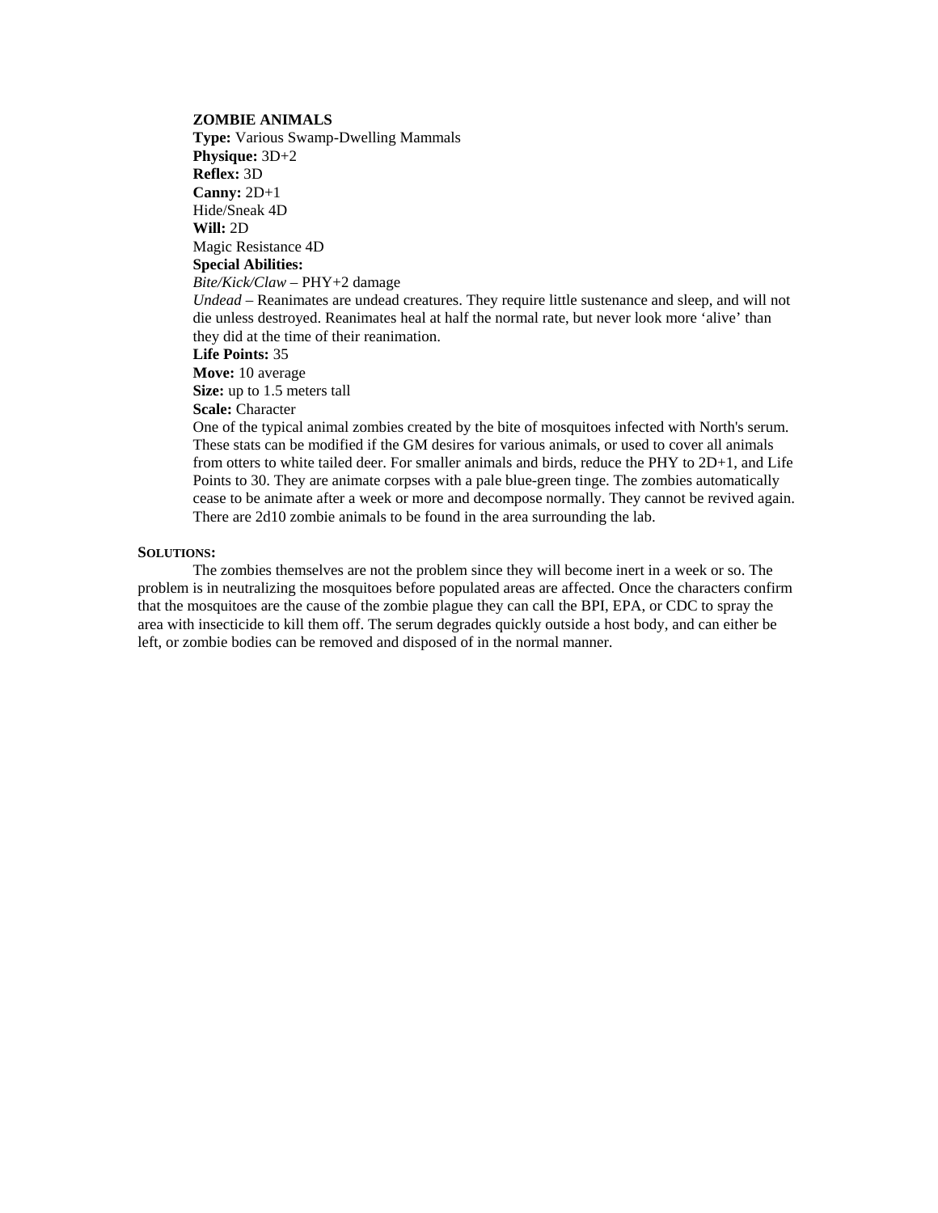**ZOMBIE ANIMALS**
**Type:** Various Swamp-Dwelling Mammals
**Physique:** 3D+2
**Reflex:** 3D
**Canny:** 2D+1
Hide/Sneak 4D
**Will:** 2D
Magic Resistance 4D
**Special Abilities:**
*Bite/Kick/Claw* – PHY+2 damage
*Undead* – Reanimates are undead creatures. They require little sustenance and sleep, and will not die unless destroyed. Reanimates heal at half the normal rate, but never look more 'alive' than they did at the time of their reanimation.
**Life Points:** 35
**Move:** 10 average
**Size:** up to 1.5 meters tall
**Scale:** Character
One of the typical animal zombies created by the bite of mosquitoes infected with North's serum. These stats can be modified if the GM desires for various animals, or used to cover all animals from otters to white tailed deer. For smaller animals and birds, reduce the PHY to 2D+1, and Life Points to 30. They are animate corpses with a pale blue-green tinge. The zombies automatically cease to be animate after a week or more and decompose normally. They cannot be revived again. There are 2d10 zombie animals to be found in the area surrounding the lab.

**SOLUTIONS:**

The zombies themselves are not the problem since they will become inert in a week or so. The problem is in neutralizing the mosquitoes before populated areas are affected. Once the characters confirm that the mosquitoes are the cause of the zombie plague they can call the BPI, EPA, or CDC to spray the area with insecticide to kill them off. The serum degrades quickly outside a host body, and can either be left, or zombie bodies can be removed and disposed of in the normal manner.